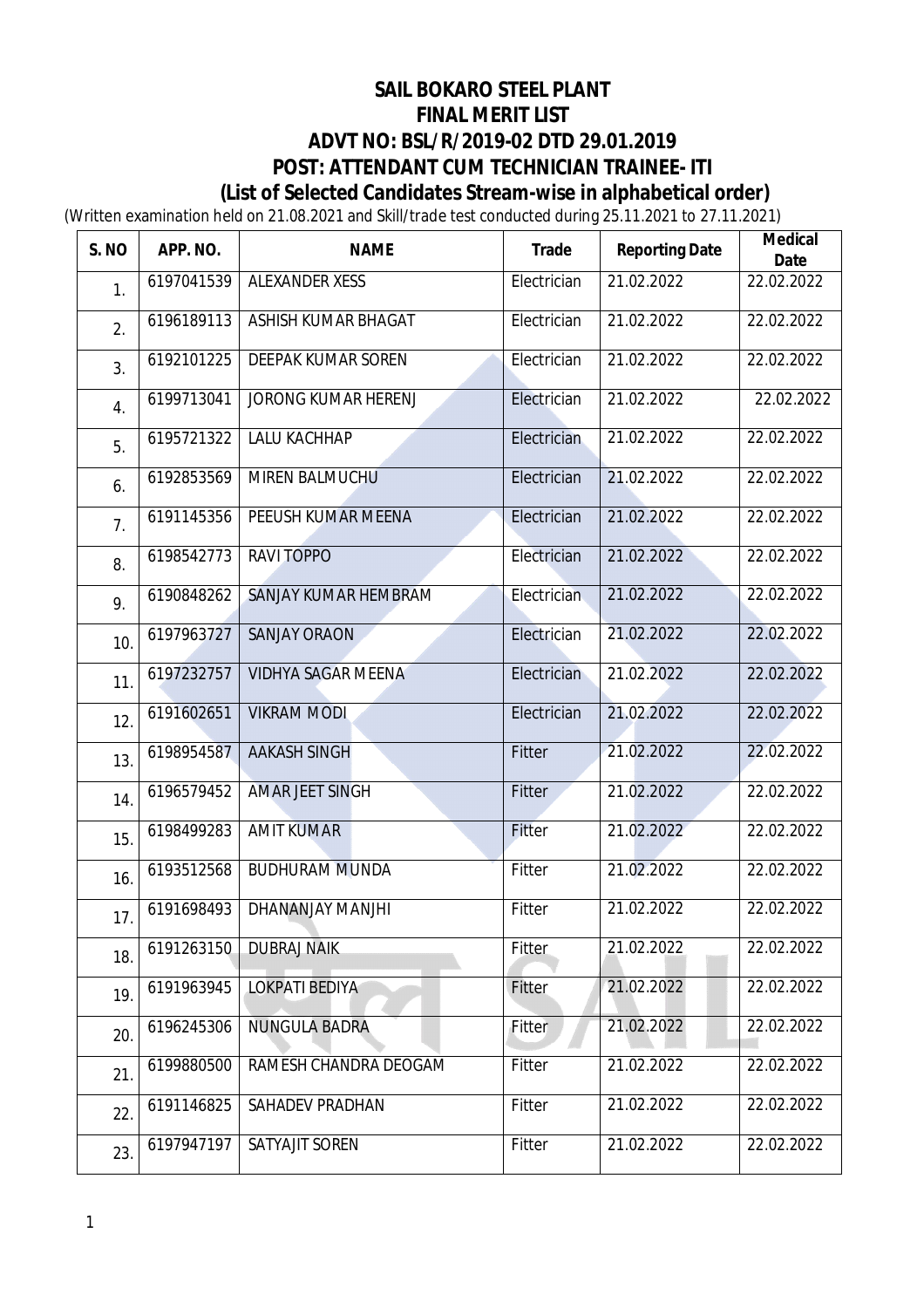# SAIL BOKARO STEEL PLANT
# FINAL MERIT LIST
# ADVT NO: BSL/R/2019-02 DTD 29.01.2019
# POST: ATTENDANT CUM TECHNICIAN TRAINEE- ITI
## (List of Selected Candidates Stream-wise in alphabetical order)

(Written examination held on 21.08.2021 and Skill/trade test conducted during 25.11.2021 to 27.11.2021)

| S. NO | APP. NO. | NAME | Trade | Reporting Date | Medical Date |
|---|---|---|---|---|---|
| 1. | 6197041539 | ALEXANDER XESS | Electrician | 21.02.2022 | 22.02.2022 |
| 2. | 6196189113 | ASHISH KUMAR BHAGAT | Electrician | 21.02.2022 | 22.02.2022 |
| 3. | 6192101225 | DEEPAK KUMAR SOREN | Electrician | 21.02.2022 | 22.02.2022 |
| 4. | 6199713041 | JORONG KUMAR HERENJ | Electrician | 21.02.2022 | 22.02.2022 |
| 5. | 6195721322 | LALU KACHHAP | Electrician | 21.02.2022 | 22.02.2022 |
| 6. | 6192853569 | MIREN BALMUCHU | Electrician | 21.02.2022 | 22.02.2022 |
| 7. | 6191145356 | PEEUSH KUMAR MEENA | Electrician | 21.02.2022 | 22.02.2022 |
| 8. | 6198542773 | RAVI TOPPO | Electrician | 21.02.2022 | 22.02.2022 |
| 9. | 6190848262 | SANJAY KUMAR HEMBRAM | Electrician | 21.02.2022 | 22.02.2022 |
| 10. | 6197963727 | SANJAY ORAON | Electrician | 21.02.2022 | 22.02.2022 |
| 11. | 6197232757 | VIDHYA SAGAR MEENA | Electrician | 21.02.2022 | 22.02.2022 |
| 12. | 6191602651 | VIKRAM MODI | Electrician | 21.02.2022 | 22.02.2022 |
| 13. | 6198954587 | AAKASH SINGH | Fitter | 21.02.2022 | 22.02.2022 |
| 14. | 6196579452 | AMAR JEET SINGH | Fitter | 21.02.2022 | 22.02.2022 |
| 15. | 6198499283 | AMIT KUMAR | Fitter | 21.02.2022 | 22.02.2022 |
| 16. | 6193512568 | BUDHURAM MUNDA | Fitter | 21.02.2022 | 22.02.2022 |
| 17. | 6191698493 | DHANANJAY MANJHI | Fitter | 21.02.2022 | 22.02.2022 |
| 18. | 6191263150 | DUBRAJ NAIK | Fitter | 21.02.2022 | 22.02.2022 |
| 19. | 6191963945 | LOKPATI BEDIYA | Fitter | 21.02.2022 | 22.02.2022 |
| 20. | 6196245306 | NUNGULA BADRA | Fitter | 21.02.2022 | 22.02.2022 |
| 21. | 6199880500 | RAMESH CHANDRA DEOGAM | Fitter | 21.02.2022 | 22.02.2022 |
| 22. | 6191146825 | SAHADEV PRADHAN | Fitter | 21.02.2022 | 22.02.2022 |
| 23. | 6197947197 | SATYAJIT SOREN | Fitter | 21.02.2022 | 22.02.2022 |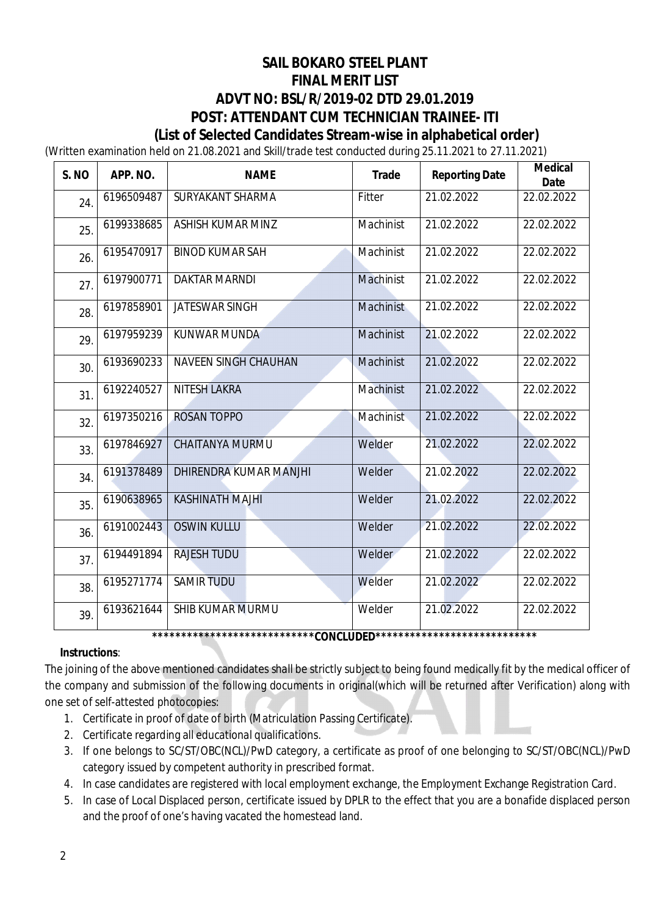# SAIL BOKARO STEEL PLANT
## FINAL MERIT LIST
## ADVT NO: BSL/R/2019-02 DTD 29.01.2019
## POST: ATTENDANT CUM TECHNICIAN TRAINEE- ITI
### (List of Selected Candidates Stream-wise in alphabetical order)

(Written examination held on 21.08.2021 and Skill/trade test conducted during 25.11.2021 to 27.11.2021)

| S. NO | APP. NO. | NAME | Trade | Reporting Date | Medical Date |
|---|---|---|---|---|---|
| 24. | 6196509487 | SURYAKANT SHARMA | Fitter | 21.02.2022 | 22.02.2022 |
| 25. | 6199338685 | ASHISH KUMAR MINZ | Machinist | 21.02.2022 | 22.02.2022 |
| 26. | 6195470917 | BINOD KUMAR SAH | Machinist | 21.02.2022 | 22.02.2022 |
| 27. | 6197900771 | DAKTAR MARNDI | Machinist | 21.02.2022 | 22.02.2022 |
| 28. | 6197858901 | JATESWAR SINGH | Machinist | 21.02.2022 | 22.02.2022 |
| 29. | 6197959239 | KUNWAR MUNDA | Machinist | 21.02.2022 | 22.02.2022 |
| 30. | 6193690233 | NAVEEN SINGH CHAUHAN | Machinist | 21.02.2022 | 22.02.2022 |
| 31. | 6192240527 | NITESH LAKRA | Machinist | 21.02.2022 | 22.02.2022 |
| 32. | 6197350216 | ROSAN TOPPO | Machinist | 21.02.2022 | 22.02.2022 |
| 33. | 6197846927 | CHAITANYA MURMU | Welder | 21.02.2022 | 22.02.2022 |
| 34. | 6191378489 | DHIRENDRA KUMAR MANJHI | Welder | 21.02.2022 | 22.02.2022 |
| 35. | 6190638965 | KASHINATH MAJHI | Welder | 21.02.2022 | 22.02.2022 |
| 36. | 6191002443 | OSWIN KULLU | Welder | 21.02.2022 | 22.02.2022 |
| 37. | 6194491894 | RAJESH TUDU | Welder | 21.02.2022 | 22.02.2022 |
| 38. | 6195271774 | SAMIR TUDU | Welder | 21.02.2022 | 22.02.2022 |
| 39. | 6193621644 | SHIB KUMAR MURMU | Welder | 21.02.2022 | 22.02.2022 |

****************************CONCLUDED****************************

**Instructions**:

The joining of the above mentioned candidates shall be strictly subject to being found medically fit by the medical officer of the company and submission of the following documents in original(which will be returned after Verification) along with one set of self-attested photocopies:

1. Certificate in proof of date of birth (Matriculation Passing Certificate).
2. Certificate regarding all educational qualifications.
3. If one belongs to SC/ST/OBC(NCL)/PwD category, a certificate as proof of one belonging to SC/ST/OBC(NCL)/PwD category issued by competent authority in prescribed format.
4. In case candidates are registered with local employment exchange, the Employment Exchange Registration Card.
5. In case of Local Displaced person, certificate issued by DPLR to the effect that you are a bonafide displaced person and the proof of one's having vacated the homestead land.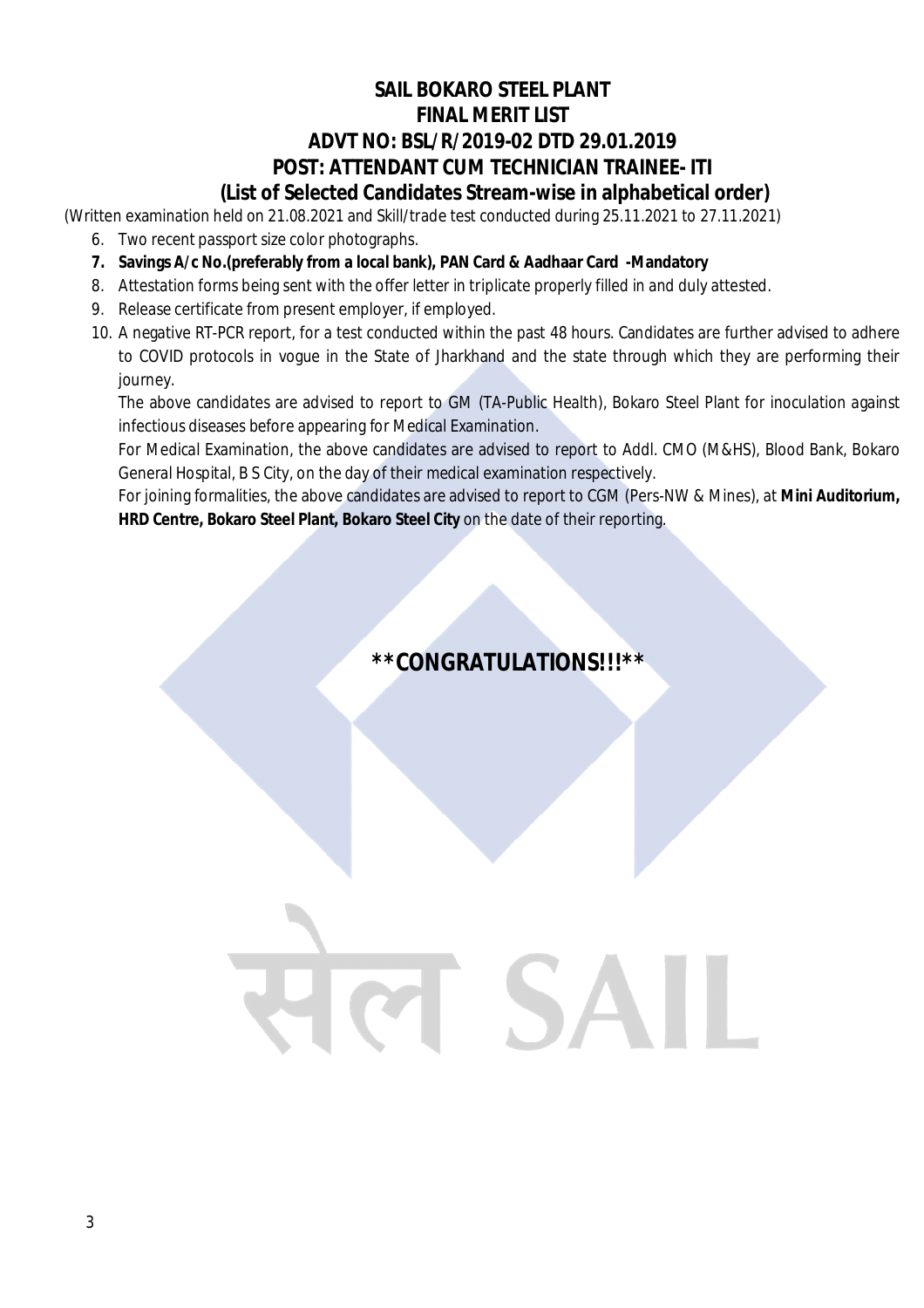## SAIL BOKARO STEEL PLANT
## FINAL MERIT LIST
## ADVT NO: BSL/R/2019-02 DTD 29.01.2019
## POST: ATTENDANT CUM TECHNICIAN TRAINEE- ITI
### (List of Selected Candidates Stream-wise in alphabetical order)

(Written examination held on 21.08.2021 and Skill/trade test conducted during 25.11.2021 to 27.11.2021)

6. Two recent passport size color photographs.
7. **Savings A/c No.(preferably from a local bank), PAN Card & Aadhaar Card -Mandatory**
8. Attestation forms being sent with the offer letter in triplicate properly filled in and duly attested.
9. Release certificate from present employer, if employed.
10. A negative RT-PCR report, for a test conducted within the past 48 hours. Candidates are further advised to adhere to COVID protocols in vogue in the State of Jharkhand and the state through which they are performing their journey.

    The above candidates are advised to report to GM (TA-Public Health), Bokaro Steel Plant for inoculation against infectious diseases before appearing for Medical Examination.

    For Medical Examination, the above candidates are advised to report to Addl. CMO (M&HS), Blood Bank, Bokaro General Hospital, B S City, on the day of their medical examination respectively.

    For joining formalities, the above candidates are advised to report to CGM (Pers-NW & Mines), at **Mini Auditorium, HRD Centre, Bokaro Steel Plant, Bokaro Steel City** on the date of their reporting.

**\*\*CONGRATULATIONS!!!\*\***